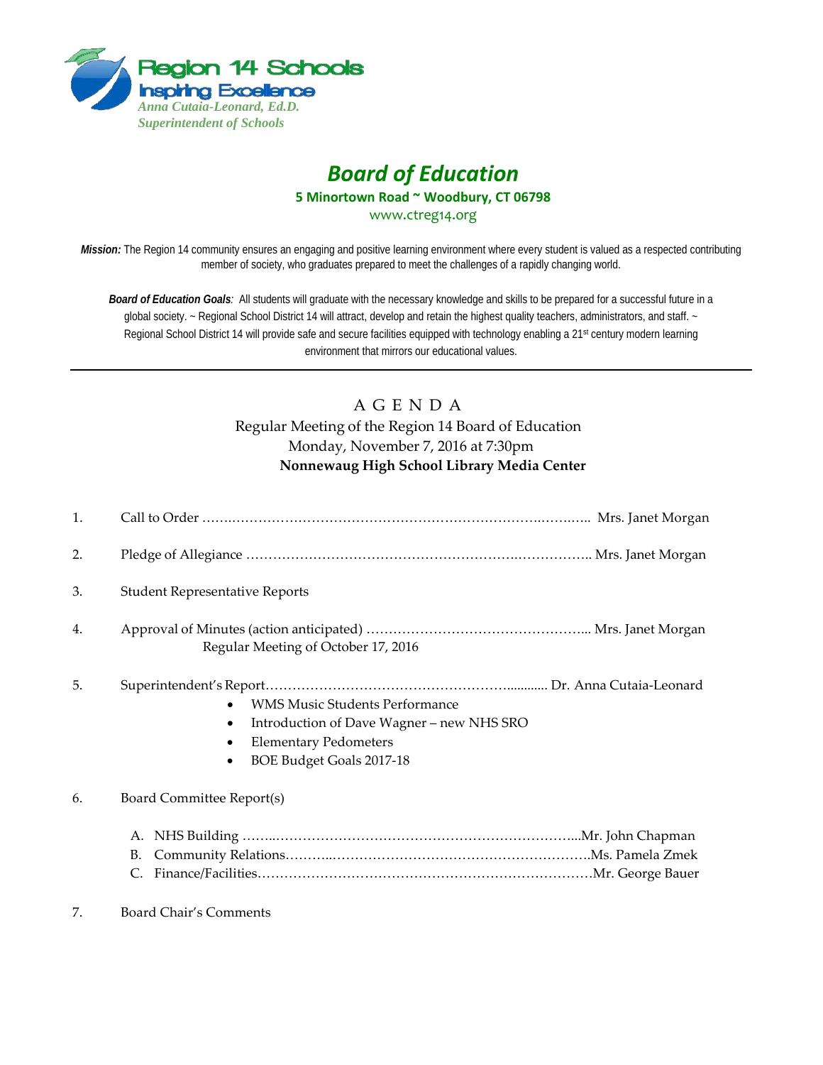**Region 14 Schools**
**Inspiring Excellence**
*Anna Cutaia-Leonard, Ed.D.*
*Superintendent of Schools*

# *Board of Education*

**5 Minortown Road ~ Woodbury, CT 06798**

www.ctreg14.org

***Mission:*** The Region 14 community ensures an engaging and positive learning environment where every student is valued as a respected contributing member of society, who graduates prepared to meet the challenges of a rapidly changing world.

***Board of Education Goals**:* All students will graduate with the necessary knowledge and skills to be prepared for a successful future in a global society. ~ Regional School District 14 will attract, develop and retain the highest quality teachers, administrators, and staff. ~ Regional School District 14 will provide safe and secure facilities equipped with technology enabling a 21st century modern learning environment that mirrors our educational values.

---

## A G E N D A

Regular Meeting of the Region 14 Board of Education
Monday, November 7, 2016 at 7:30pm
**Nonnewaug High School Library Media Center**

1. Call to Order …………………………………………………………………………… Mrs. Janet Morgan

2. Pledge of Allegiance ……………………………………………………………………… Mrs. Janet Morgan

3. Student Representative Reports

4. Approval of Minutes (action anticipated) …………………………………………… Mrs. Janet Morgan
   Regular Meeting of October 17, 2016

5. Superintendent's Report……………………………………………………… Dr. Anna Cutaia-Leonard
   - WMS Music Students Performance
   - Introduction of Dave Wagner – new NHS SRO
   - Elementary Pedometers
   - BOE Budget Goals 2017-18

6. Board Committee Report(s)

   A. NHS Building ……………………………………………………………………Mr. John Chapman
   B. Community Relations……………………………………………………………Ms. Pamela Zmek
   C. Finance/Facilities………………………………………………………………Mr. George Bauer

7. Board Chair's Comments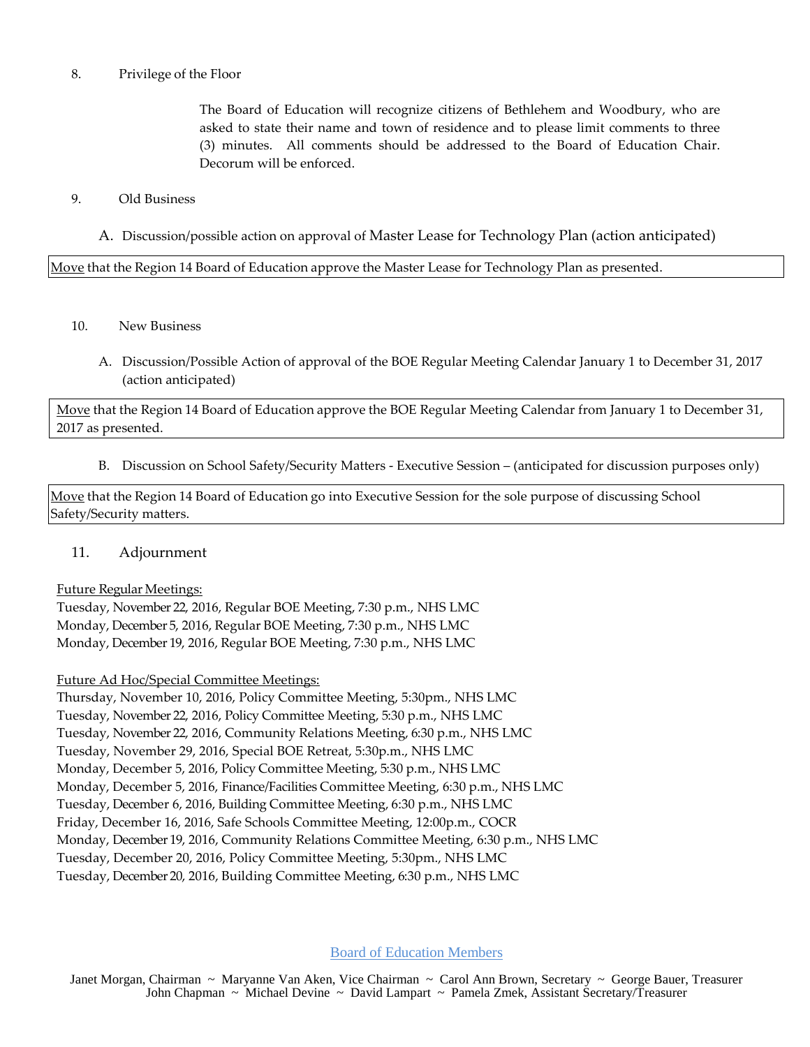8. Privilege of the Floor

> The Board of Education will recognize citizens of Bethlehem and Woodbury, who are asked to state their name and town of residence and to please limit comments to three (3) minutes. All comments should be addressed to the Board of Education Chair. Decorum will be enforced.

9. Old Business

A. Discussion/possible action on approval of Master Lease for Technology Plan (action anticipated)

<u>Move</u> that the Region 14 Board of Education approve the Master Lease for Technology Plan as presented.

10. New Business

A. Discussion/Possible Action of approval of the BOE Regular Meeting Calendar January 1 to December 31, 2017 (action anticipated)

<u>Move</u> that the Region 14 Board of Education approve the BOE Regular Meeting Calendar from January 1 to December 31, 2017 as presented.

B. Discussion on School Safety/Security Matters - Executive Session – (anticipated for discussion purposes only)

<u>Move</u> that the Region 14 Board of Education go into Executive Session for the sole purpose of discussing School Safety/Security matters.

11. Adjournment

<u>Future Regular Meetings:</u>
Tuesday, November 22, 2016, Regular BOE Meeting, 7:30 p.m., NHS LMC
Monday, December 5, 2016, Regular BOE Meeting, 7:30 p.m., NHS LMC
Monday, December 19, 2016, Regular BOE Meeting, 7:30 p.m., NHS LMC

<u>Future Ad Hoc/Special Committee Meetings:</u>
Thursday, November 10, 2016, Policy Committee Meeting, 5:30pm., NHS LMC
Tuesday, November 22, 2016, Policy Committee Meeting, 5:30 p.m., NHS LMC
Tuesday, November 22, 2016, Community Relations Meeting, 6:30 p.m., NHS LMC
Tuesday, November 29, 2016, Special BOE Retreat, 5:30p.m., NHS LMC
Monday, December 5, 2016, Policy Committee Meeting, 5:30 p.m., NHS LMC
Monday, December 5, 2016, Finance/Facilities Committee Meeting, 6:30 p.m., NHS LMC
Tuesday, December 6, 2016, Building Committee Meeting, 6:30 p.m., NHS LMC
Friday, December 16, 2016, Safe Schools Committee Meeting, 12:00p.m., COCR
Monday, December 19, 2016, Community Relations Committee Meeting, 6:30 p.m., NHS LMC
Tuesday, December 20, 2016, Policy Committee Meeting, 5:30pm., NHS LMC
Tuesday, December 20, 2016, Building Committee Meeting, 6:30 p.m., NHS LMC

Board of Education Members

Janet Morgan, Chairman ~ Maryanne Van Aken, Vice Chairman ~ Carol Ann Brown, Secretary ~ George Bauer, Treasurer
John Chapman ~ Michael Devine ~ David Lampart ~ Pamela Zmek, Assistant Secretary/Treasurer